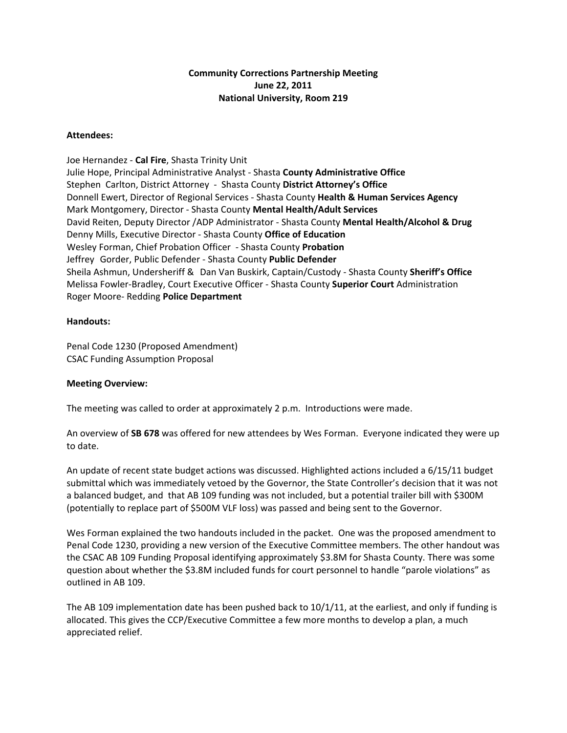**Community Corrections Partnership Meeting**
**June 22, 2011**
**National University, Room 219**

**Attendees:**

Joe Hernandez - **Cal Fire**, Shasta Trinity Unit
Julie Hope, Principal Administrative Analyst - Shasta **County Administrative Office**
Stephen Carlton, District Attorney - Shasta County **District Attorney's Office**
Donnell Ewert, Director of Regional Services - Shasta County **Health & Human Services Agency**
Mark Montgomery, Director - Shasta County **Mental Health/Adult Services**
David Reiten, Deputy Director /ADP Administrator - Shasta County **Mental Health/Alcohol & Drug**
Denny Mills, Executive Director - Shasta County **Office of Education**
Wesley Forman, Chief Probation Officer - Shasta County **Probation**
Jeffrey Gorder, Public Defender - Shasta County **Public Defender**
Sheila Ashmun, Undersheriff & Dan Van Buskirk, Captain/Custody - Shasta County **Sheriff's Office**
Melissa Fowler-Bradley, Court Executive Officer - Shasta County **Superior Court** Administration
Roger Moore- Redding **Police Department**

**Handouts:**

Penal Code 1230 (Proposed Amendment)
CSAC Funding Assumption Proposal

**Meeting Overview:**

The meeting was called to order at approximately 2 p.m. Introductions were made.

An overview of **SB 678** was offered for new attendees by Wes Forman. Everyone indicated they were up to date.

An update of recent state budget actions was discussed. Highlighted actions included a 6/15/11 budget submittal which was immediately vetoed by the Governor, the State Controller's decision that it was not a balanced budget, and that AB 109 funding was not included, but a potential trailer bill with $300M (potentially to replace part of $500M VLF loss) was passed and being sent to the Governor.

Wes Forman explained the two handouts included in the packet. One was the proposed amendment to Penal Code 1230, providing a new version of the Executive Committee members. The other handout was the CSAC AB 109 Funding Proposal identifying approximately $3.8M for Shasta County. There was some question about whether the $3.8M included funds for court personnel to handle "parole violations" as outlined in AB 109.

The AB 109 implementation date has been pushed back to 10/1/11, at the earliest, and only if funding is allocated. This gives the CCP/Executive Committee a few more months to develop a plan, a much appreciated relief.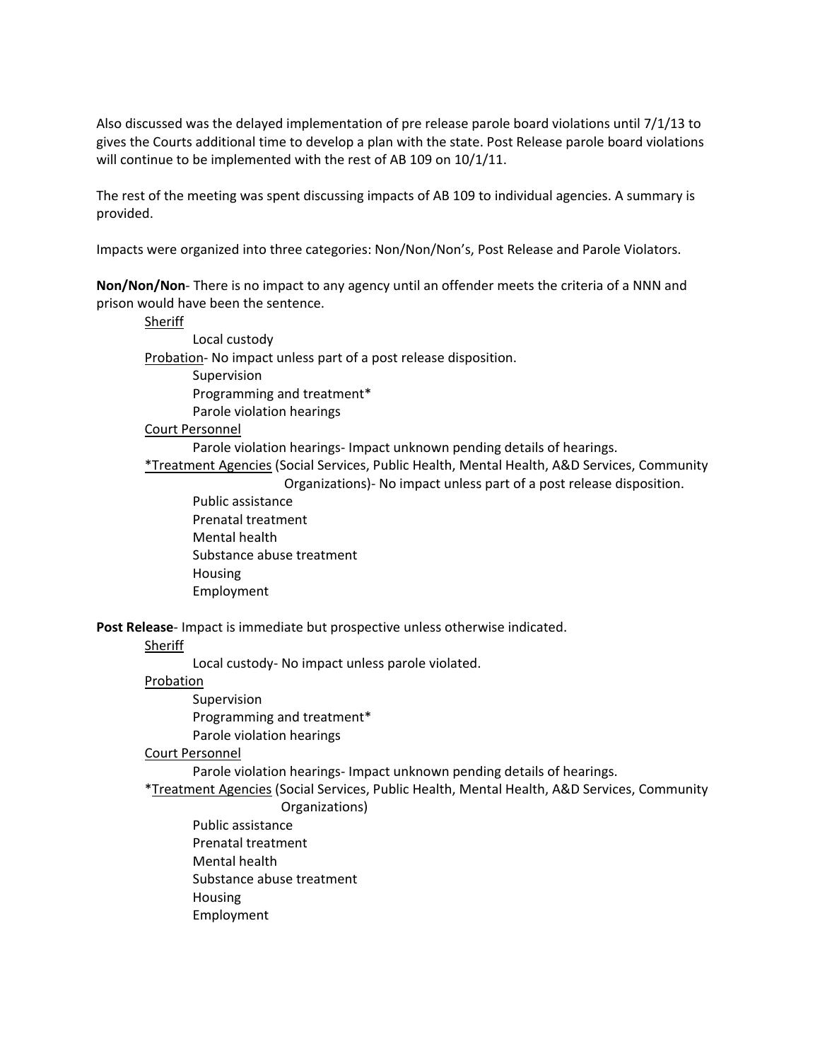Also discussed was the delayed implementation of pre release parole board violations until 7/1/13 to gives the Courts additional time to develop a plan with the state. Post Release parole board violations will continue to be implemented with the rest of AB 109 on 10/1/11.

The rest of the meeting was spent discussing impacts of AB 109 to individual agencies. A summary is provided.

Impacts were organized into three categories: Non/Non/Non's, Post Release and Parole Violators.

**Non/Non/Non**- There is no impact to any agency until an offender meets the criteria of a NNN and prison would have been the sentence.

- <u>Sheriff</u>
  - Local custody
- <u>Probation</u>- No impact unless part of a post release disposition.
  - Supervision
  - Programming and treatment*
  - Parole violation hearings
- <u>Court Personnel</u>
  - Parole violation hearings- Impact unknown pending details of hearings.
- <u>*Treatment Agencies</u> (Social Services, Public Health, Mental Health, A&D Services, Community Organizations)- No impact unless part of a post release disposition.
  - Public assistance
  - Prenatal treatment
  - Mental health
  - Substance abuse treatment
  - Housing
  - Employment

**Post Release**- Impact is immediate but prospective unless otherwise indicated.

- <u>Sheriff</u>
  - Local custody- No impact unless parole violated.
- <u>Probation</u>
  - Supervision
  - Programming and treatment*
  - Parole violation hearings
- <u>Court Personnel</u>
  - Parole violation hearings- Impact unknown pending details of hearings.
- *<u>Treatment Agencies</u> (Social Services, Public Health, Mental Health, A&D Services, Community Organizations)
  - Public assistance
  - Prenatal treatment
  - Mental health
  - Substance abuse treatment
  - Housing
  - Employment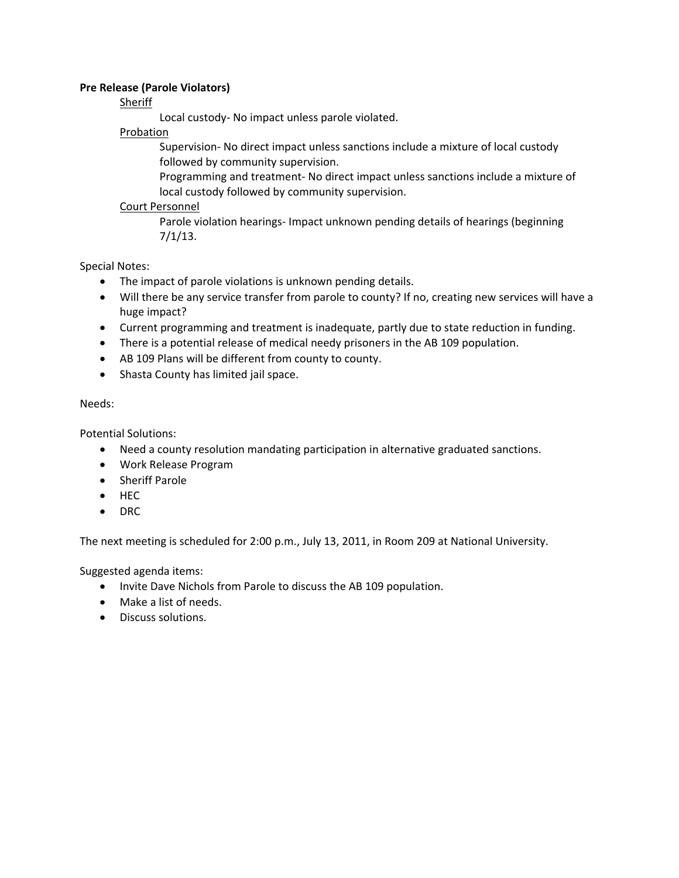**Pre Release (Parole Violators)**

Sheriff

Local custody- No impact unless parole violated.

Probation

Supervision- No direct impact unless sanctions include a mixture of local custody followed by community supervision.

Programming and treatment- No direct impact unless sanctions include a mixture of local custody followed by community supervision.

Court Personnel

Parole violation hearings- Impact unknown pending details of hearings (beginning 7/1/13.

Special Notes:

- The impact of parole violations is unknown pending details.
- Will there be any service transfer from parole to county? If no, creating new services will have a huge impact?
- Current programming and treatment is inadequate, partly due to state reduction in funding.
- There is a potential release of medical needy prisoners in the AB 109 population.
- AB 109 Plans will be different from county to county.
- Shasta County has limited jail space.

Needs:

Potential Solutions:

- Need a county resolution mandating participation in alternative graduated sanctions.
- Work Release Program
- Sheriff Parole
- HEC
- DRC

The next meeting is scheduled for 2:00 p.m., July 13, 2011, in Room 209 at National University.

Suggested agenda items:

- Invite Dave Nichols from Parole to discuss the AB 109 population.
- Make a list of needs.
- Discuss solutions.